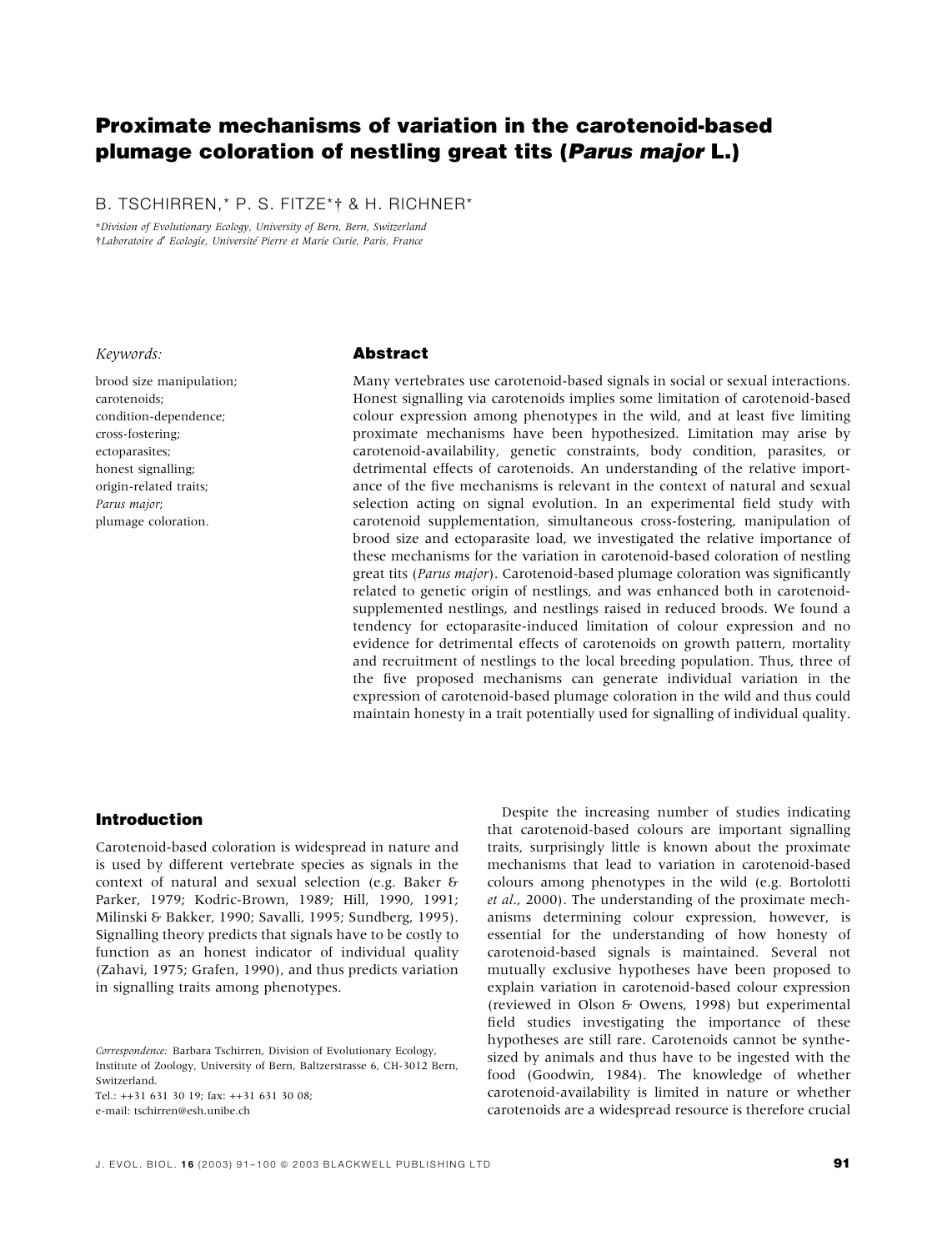# Proximate mechanisms of variation in the carotenoid-based plumage coloration of nestling great tits (*Parus major* L.)

B. TSCHIRREN,* P. S. FITZE*† & H. RICHNER*

*Division of Evolutionary Ecology, University of Bern, Bern, Switzerland
†Laboratoire d' Ecologie, Université Pierre et Marie Curie, Paris, France

*Keywords:*

brood size manipulation;
carotenoids;
condition-dependence;
cross-fostering;
ectoparasites;
honest signalling;
origin-related traits;
*Parus major*;
plumage coloration.

## Abstract

Many vertebrates use carotenoid-based signals in social or sexual interactions. Honest signalling via carotenoids implies some limitation of carotenoid-based colour expression among phenotypes in the wild, and at least five limiting proximate mechanisms have been hypothesized. Limitation may arise by carotenoid-availability, genetic constraints, body condition, parasites, or detrimental effects of carotenoids. An understanding of the relative importance of the five mechanisms is relevant in the context of natural and sexual selection acting on signal evolution. In an experimental field study with carotenoid supplementation, simultaneous cross-fostering, manipulation of brood size and ectoparasite load, we investigated the relative importance of these mechanisms for the variation in carotenoid-based coloration of nestling great tits (*Parus major*). Carotenoid-based plumage coloration was significantly related to genetic origin of nestlings, and was enhanced both in carotenoid-supplemented nestlings, and nestlings raised in reduced broods. We found a tendency for ectoparasite-induced limitation of colour expression and no evidence for detrimental effects of carotenoids on growth pattern, mortality and recruitment of nestlings to the local breeding population. Thus, three of the five proposed mechanisms can generate individual variation in the expression of carotenoid-based plumage coloration in the wild and thus could maintain honesty in a trait potentially used for signalling of individual quality.

## Introduction

Carotenoid-based coloration is widespread in nature and is used by different vertebrate species as signals in the context of natural and sexual selection (e.g. Baker & Parker, 1979; Kodric-Brown, 1989; Hill, 1990, 1991; Milinski & Bakker, 1990; Savalli, 1995; Sundberg, 1995). Signalling theory predicts that signals have to be costly to function as an honest indicator of individual quality (Zahavi, 1975; Grafen, 1990), and thus predicts variation in signalling traits among phenotypes.

*Correspondence:* Barbara Tschirren, Division of Evolutionary Ecology, Institute of Zoology, University of Bern, Baltzerstrasse 6, CH-3012 Bern, Switzerland.
Tel.: ++31 631 30 19; fax: ++31 631 30 08;
e-mail: tschirren@esh.unibe.ch

Despite the increasing number of studies indicating that carotenoid-based colours are important signalling traits, surprisingly little is known about the proximate mechanisms that lead to variation in carotenoid-based colours among phenotypes in the wild (e.g. Bortolotti *et al*., 2000). The understanding of the proximate mechanisms determining colour expression, however, is essential for the understanding of how honesty of carotenoid-based signals is maintained. Several not mutually exclusive hypotheses have been proposed to explain variation in carotenoid-based colour expression (reviewed in Olson & Owens, 1998) but experimental field studies investigating the importance of these hypotheses are still rare. Carotenoids cannot be synthesized by animals and thus have to be ingested with the food (Goodwin, 1984). The knowledge of whether carotenoid-availability is limited in nature or whether carotenoids are a widespread resource is therefore crucial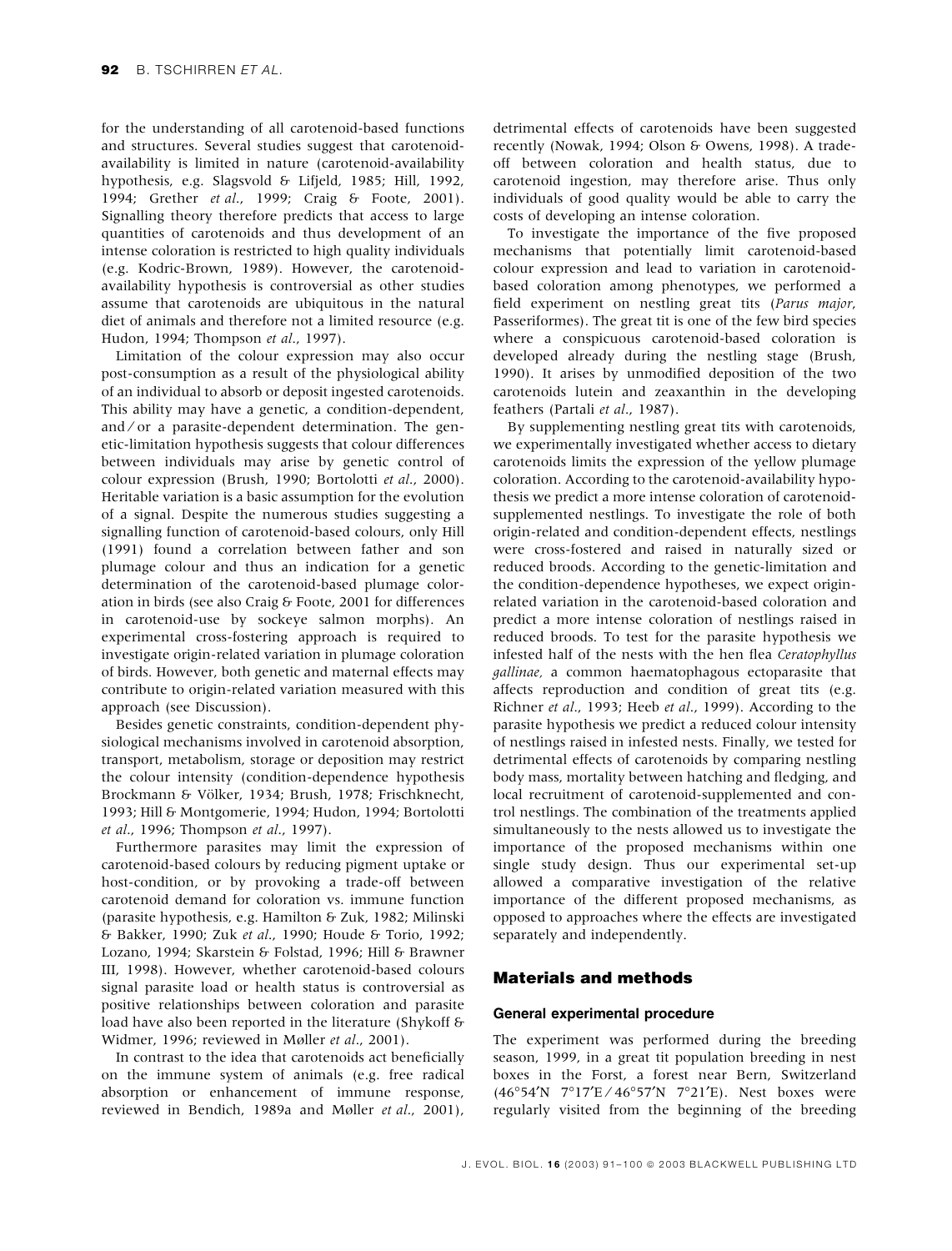for the understanding of all carotenoid-based functions and structures. Several studies suggest that carotenoid-availability is limited in nature (carotenoid-availability hypothesis, e.g. Slagsvold & Lifjeld, 1985; Hill, 1992, 1994; Grether *et al.*, 1999; Craig & Foote, 2001). Signalling theory therefore predicts that access to large quantities of carotenoids and thus development of an intense coloration is restricted to high quality individuals (e.g. Kodric-Brown, 1989). However, the carotenoid-availability hypothesis is controversial as other studies assume that carotenoids are ubiquitous in the natural diet of animals and therefore not a limited resource (e.g. Hudon, 1994; Thompson *et al.*, 1997).

Limitation of the colour expression may also occur post-consumption as a result of the physiological ability of an individual to absorb or deposit ingested carotenoids. This ability may have a genetic, a condition-dependent, and/or a parasite-dependent determination. The genetic-limitation hypothesis suggests that colour differences between individuals may arise by genetic control of colour expression (Brush, 1990; Bortolotti *et al.*, 2000). Heritable variation is a basic assumption for the evolution of a signal. Despite the numerous studies suggesting a signalling function of carotenoid-based colours, only Hill (1991) found a correlation between father and son plumage colour and thus an indication for a genetic determination of the carotenoid-based plumage coloration in birds (see also Craig & Foote, 2001 for differences in carotenoid-use by sockeye salmon morphs). An experimental cross-fostering approach is required to investigate origin-related variation in plumage coloration of birds. However, both genetic and maternal effects may contribute to origin-related variation measured with this approach (see Discussion).

Besides genetic constraints, condition-dependent physiological mechanisms involved in carotenoid absorption, transport, metabolism, storage or deposition may restrict the colour intensity (condition-dependence hypothesis Brockmann & Völker, 1934; Brush, 1978; Frischknecht, 1993; Hill & Montgomerie, 1994; Hudon, 1994; Bortolotti *et al.*, 1996; Thompson *et al.*, 1997).

Furthermore parasites may limit the expression of carotenoid-based colours by reducing pigment uptake or host-condition, or by provoking a trade-off between carotenoid demand for coloration vs. immune function (parasite hypothesis, e.g. Hamilton & Zuk, 1982; Milinski & Bakker, 1990; Zuk *et al.*, 1990; Houde & Torio, 1992; Lozano, 1994; Skarstein & Folstad, 1996; Hill & Brawner III, 1998). However, whether carotenoid-based colours signal parasite load or health status is controversial as positive relationships between coloration and parasite load have also been reported in the literature (Shykoff & Widmer, 1996; reviewed in Møller *et al.*, 2001).

In contrast to the idea that carotenoids act beneficially on the immune system of animals (e.g. free radical absorption or enhancement of immune response, reviewed in Bendich, 1989a and Møller *et al.*, 2001), detrimental effects of carotenoids have been suggested recently (Nowak, 1994; Olson & Owens, 1998). A trade-off between coloration and health status, due to carotenoid ingestion, may therefore arise. Thus only individuals of good quality would be able to carry the costs of developing an intense coloration.

To investigate the importance of the five proposed mechanisms that potentially limit carotenoid-based colour expression and lead to variation in carotenoid-based coloration among phenotypes, we performed a field experiment on nestling great tits (*Parus major*, Passeriformes). The great tit is one of the few bird species where a conspicuous carotenoid-based coloration is developed already during the nestling stage (Brush, 1990). It arises by unmodified deposition of the two carotenoids lutein and zeaxanthin in the developing feathers (Partali *et al.*, 1987).

By supplementing nestling great tits with carotenoids, we experimentally investigated whether access to dietary carotenoids limits the expression of the yellow plumage coloration. According to the carotenoid-availability hypothesis we predict a more intense coloration of carotenoid-supplemented nestlings. To investigate the role of both origin-related and condition-dependent effects, nestlings were cross-fostered and raised in naturally sized or reduced broods. According to the genetic-limitation and the condition-dependence hypotheses, we expect origin-related variation in the carotenoid-based coloration and predict a more intense coloration of nestlings raised in reduced broods. To test for the parasite hypothesis we infested half of the nests with the hen flea *Ceratophyllus gallinae*, a common haematophagous ectoparasite that affects reproduction and condition of great tits (e.g. Richner *et al.*, 1993; Heeb *et al.*, 1999). According to the parasite hypothesis we predict a reduced colour intensity of nestlings raised in infested nests. Finally, we tested for detrimental effects of carotenoids by comparing nestling body mass, mortality between hatching and fledging, and local recruitment of carotenoid-supplemented and control nestlings. The combination of the treatments applied simultaneously to the nests allowed us to investigate the importance of the proposed mechanisms within one single study design. Thus our experimental set-up allowed a comparative investigation of the relative importance of the different proposed mechanisms, as opposed to approaches where the effects are investigated separately and independently.

## Materials and methods

### General experimental procedure

The experiment was performed during the breeding season, 1999, in a great tit population breeding in nest boxes in the Forst, a forest near Bern, Switzerland (46°54′N 7°17′E/46°57′N 7°21′E). Nest boxes were regularly visited from the beginning of the breeding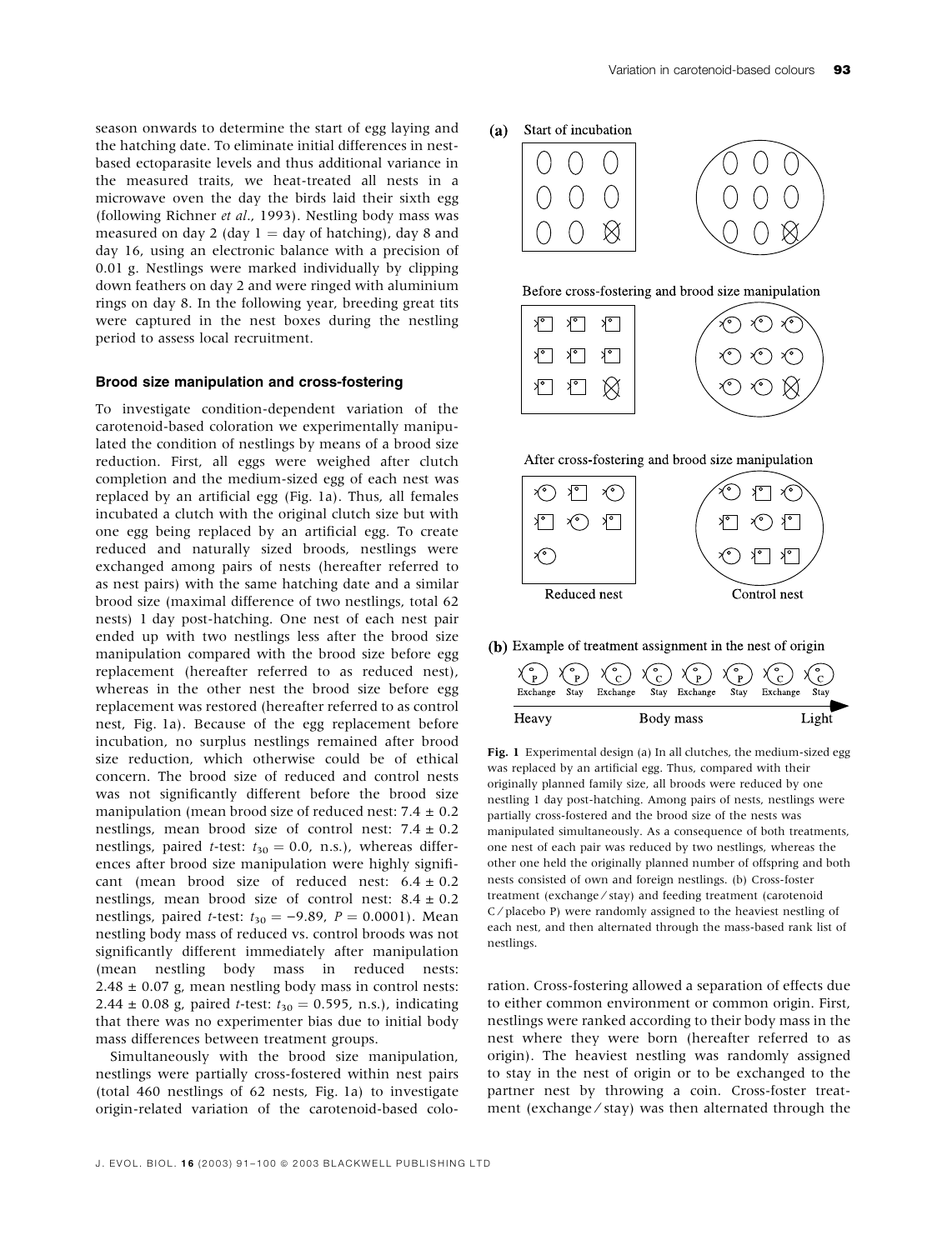season onwards to determine the start of egg laying and the hatching date. To eliminate initial differences in nest-based ectoparasite levels and thus additional variance in the measured traits, we heat-treated all nests in a microwave oven the day the birds laid their sixth egg (following Richner *et al*., 1993). Nestling body mass was measured on day 2 (day 1 = day of hatching), day 8 and day 16, using an electronic balance with a precision of 0.01 g. Nestlings were marked individually by clipping down feathers on day 2 and were ringed with aluminium rings on day 8. In the following year, breeding great tits were captured in the nest boxes during the nestling period to assess local recruitment.

### Brood size manipulation and cross-fostering

To investigate condition-dependent variation of the carotenoid-based coloration we experimentally manipulated the condition of nestlings by means of a brood size reduction. First, all eggs were weighed after clutch completion and the medium-sized egg of each nest was replaced by an artificial egg (Fig. 1a). Thus, all females incubated a clutch with the original clutch size but with one egg being replaced by an artificial egg. To create reduced and naturally sized broods, nestlings were exchanged among pairs of nests (hereafter referred to as nest pairs) with the same hatching date and a similar brood size (maximal difference of two nestlings, total 62 nests) 1 day post-hatching. One nest of each nest pair ended up with two nestlings less after the brood size manipulation compared with the brood size before egg replacement (hereafter referred to as reduced nest), whereas in the other nest the brood size before egg replacement was restored (hereafter referred to as control nest, Fig. 1a). Because of the egg replacement before incubation, no surplus nestlings remained after brood size reduction, which otherwise could be of ethical concern. The brood size of reduced and control nests was not significantly different before the brood size manipulation (mean brood size of reduced nest: 7.4 ± 0.2 nestlings, mean brood size of control nest: 7.4 ± 0.2 nestlings, paired *t*-test: $t_{30} = 0.0$, n.s.), whereas differences after brood size manipulation were highly significant (mean brood size of reduced nest: 6.4 ± 0.2 nestlings, mean brood size of control nest: 8.4 ± 0.2 nestlings, paired *t*-test: $t_{30} = -9.89$, $P = 0.0001$). Mean nestling body mass of reduced vs. control broods was not significantly different immediately after manipulation (mean nestling body mass in reduced nests: 2.48 ± 0.07 g, mean nestling body mass in control nests: 2.44 ± 0.08 g, paired *t*-test: $t_{30} = 0.595$, n.s.), indicating that there was no experimenter bias due to initial body mass differences between treatment groups.

Simultaneously with the brood size manipulation, nestlings were partially cross-fostered within nest pairs (total 460 nestlings of 62 nests, Fig. 1a) to investigate origin-related variation of the carotenoid-based coloration. Cross-fostering allowed a separation of effects due to either common environment or common origin. First, nestlings were ranked according to their body mass in the nest where they were born (hereafter referred to as origin). The heaviest nestling was randomly assigned to stay in the nest of origin or to be exchanged to the partner nest by throwing a coin. Cross-foster treatment (exchange ⁄ stay) was then alternated through the

**Fig. 1** Experimental design (a) In all clutches, the medium-sized egg was replaced by an artificial egg. Thus, compared with their originally planned family size, all broods were reduced by one nestling 1 day post-hatching. Among pairs of nests, nestlings were partially cross-fostered and the brood size of the nests was manipulated simultaneously. As a consequence of both treatments, one nest of each pair was reduced by two nestlings, whereas the other one held the originally planned number of offspring and both nests consisted of own and foreign nestlings. (b) Cross-foster treatment (exchange ⁄ stay) and feeding treatment (carotenoid C ⁄ placebo P) were randomly assigned to the heaviest nestling of each nest, and then alternated through the mass-based rank list of nestlings.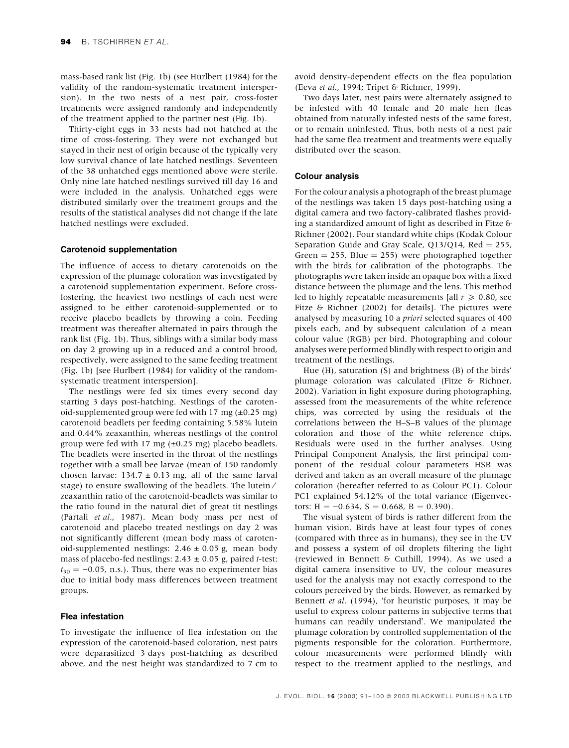mass-based rank list (Fig. 1b) (see Hurlbert (1984) for the validity of the random-systematic treatment interspersion). In the two nests of a nest pair, cross-foster treatments were assigned randomly and independently of the treatment applied to the partner nest (Fig. 1b).

Thirty-eight eggs in 33 nests had not hatched at the time of cross-fostering. They were not exchanged but stayed in their nest of origin because of the typically very low survival chance of late hatched nestlings. Seventeen of the 38 unhatched eggs mentioned above were sterile. Only nine late hatched nestlings survived till day 16 and were included in the analysis. Unhatched eggs were distributed similarly over the treatment groups and the results of the statistical analyses did not change if the late hatched nestlings were excluded.

### Carotenoid supplementation

The influence of access to dietary carotenoids on the expression of the plumage coloration was investigated by a carotenoid supplementation experiment. Before cross-fostering, the heaviest two nestlings of each nest were assigned to be either carotenoid-supplemented or to receive placebo beadlets by throwing a coin. Feeding treatment was thereafter alternated in pairs through the rank list (Fig. 1b). Thus, siblings with a similar body mass on day 2 growing up in a reduced and a control brood, respectively, were assigned to the same feeding treatment (Fig. 1b) [see Hurlbert (1984) for validity of the random-systematic treatment interspersion].

The nestlings were fed six times every second day starting 3 days post-hatching. Nestlings of the carotenoid-supplemented group were fed with 17 mg (±0.25 mg) carotenoid beadlets per feeding containing 5.58% lutein and 0.44% zeaxanthin, whereas nestlings of the control group were fed with 17 mg (±0.25 mg) placebo beadlets. The beadlets were inserted in the throat of the nestlings together with a small bee larvae (mean of 150 randomly chosen larvae: 134.7 ± 0.13 mg, all of the same larval stage) to ensure swallowing of the beadlets. The lutein/zeaxanthin ratio of the carotenoid-beadlets was similar to the ratio found in the natural diet of great tit nestlings (Partali *et al*., 1987). Mean body mass per nest of carotenoid and placebo treated nestlings on day 2 was not significantly different (mean body mass of carotenoid-supplemented nestlings: 2.46 ± 0.05 g, mean body mass of placebo-fed nestlings: 2.43 ± 0.05 g, paired *t*-test: $t_{30} = -0.05$, n.s.). Thus, there was no experimenter bias due to initial body mass differences between treatment groups.

### Flea infestation

To investigate the influence of flea infestation on the expression of the carotenoid-based coloration, nest pairs were deparasitized 3 days post-hatching as described above, and the nest height was standardized to 7 cm to avoid density-dependent effects on the flea population (Eeva *et al*., 1994; Tripet & Richner, 1999).

Two days later, nest pairs were alternately assigned to be infested with 40 female and 20 male hen fleas obtained from naturally infested nests of the same forest, or to remain uninfested. Thus, both nests of a nest pair had the same flea treatment and treatments were equally distributed over the season.

### Colour analysis

For the colour analysis a photograph of the breast plumage of the nestlings was taken 15 days post-hatching using a digital camera and two factory-calibrated flashes providing a standardized amount of light as described in Fitze & Richner (2002). Four standard white chips (Kodak Colour Separation Guide and Gray Scale, Q13/Q14, Red = 255, Green = 255, Blue = 255) were photographed together with the birds for calibration of the photographs. The photographs were taken inside an opaque box with a fixed distance between the plumage and the lens. This method led to highly repeatable measurements [all $r \geqslant 0.80$, see Fitze & Richner (2002) for details]. The pictures were analysed by measuring 10 *a priori* selected squares of 400 pixels each, and by subsequent calculation of a mean colour value (RGB) per bird. Photographing and colour analyses were performed blindly with respect to origin and treatment of the nestlings.

Hue (H), saturation (S) and brightness (B) of the birds' plumage coloration was calculated (Fitze & Richner, 2002). Variation in light exposure during photographing, assessed from the measurements of the white reference chips, was corrected by using the residuals of the correlations between the H–S–B values of the plumage coloration and those of the white reference chips. Residuals were used in the further analyses. Using Principal Component Analysis, the first principal component of the residual colour parameters HSB was derived and taken as an overall measure of the plumage coloration (hereafter referred to as Colour PC1). Colour PC1 explained 54.12% of the total variance (Eigenvectors: H = −0.634, S = 0.668, B = 0.390).

The visual system of birds is rather different from the human vision. Birds have at least four types of cones (compared with three as in humans), they see in the UV and possess a system of oil droplets filtering the light (reviewed in Bennett & Cuthill, 1994). As we used a digital camera insensitive to UV, the colour measures used for the analysis may not exactly correspond to the colours perceived by the birds. However, as remarked by Bennett *et al*. (1994), 'for heuristic purposes, it may be useful to express colour patterns in subjective terms that humans can readily understand'. We manipulated the plumage coloration by controlled supplementation of the pigments responsible for the coloration. Furthermore, colour measurements were performed blindly with respect to the treatment applied to the nestlings, and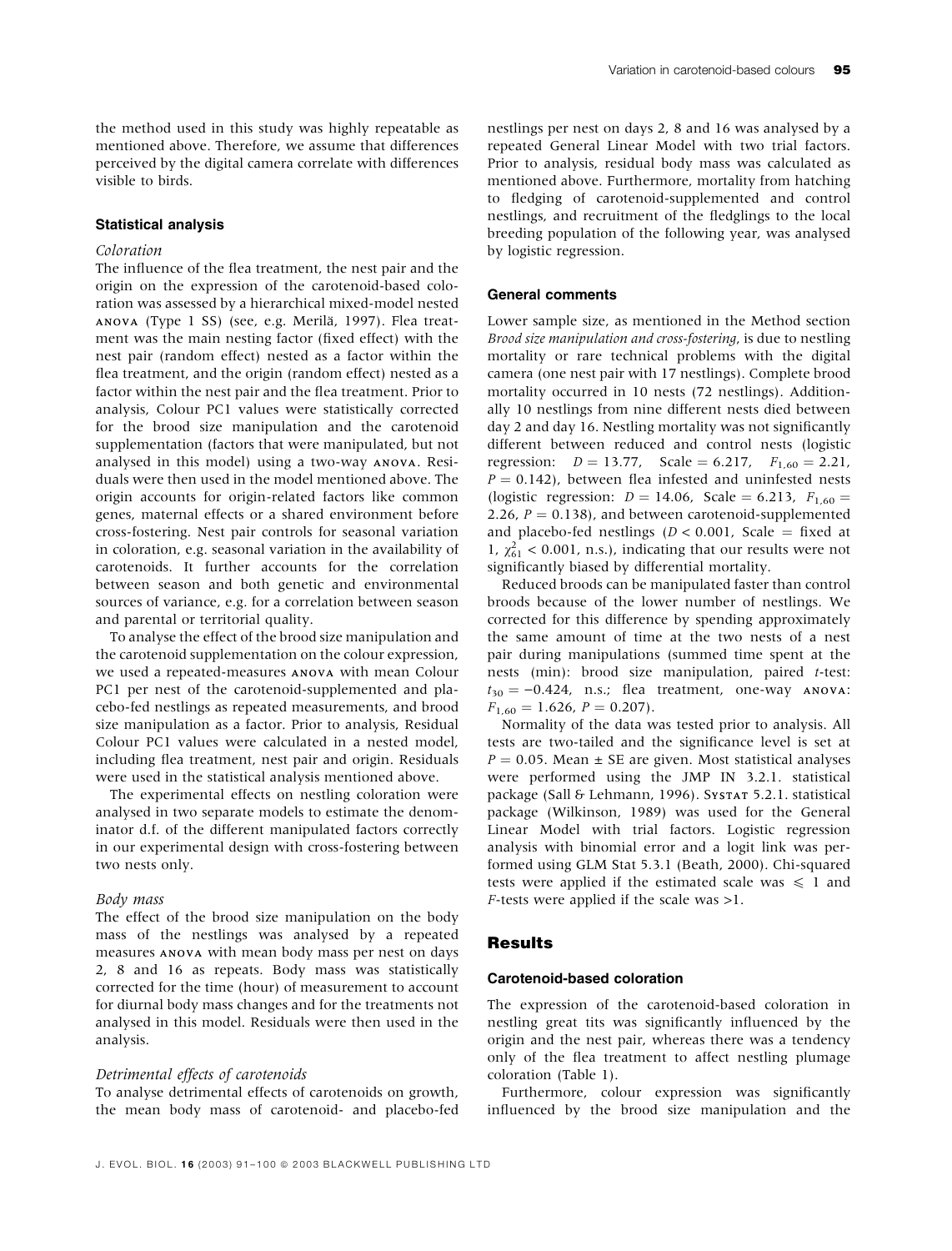the method used in this study was highly repeatable as mentioned above. Therefore, we assume that differences perceived by the digital camera correlate with differences visible to birds.

### Statistical analysis

#### *Coloration*

The influence of the flea treatment, the nest pair and the origin on the expression of the carotenoid-based coloration was assessed by a hierarchical mixed-model nested ANOVA (Type 1 SS) (see, e.g. Merilä, 1997). Flea treatment was the main nesting factor (fixed effect) with the nest pair (random effect) nested as a factor within the flea treatment, and the origin (random effect) nested as a factor within the nest pair and the flea treatment. Prior to analysis, Colour PC1 values were statistically corrected for the brood size manipulation and the carotenoid supplementation (factors that were manipulated, but not analysed in this model) using a two-way ANOVA. Residuals were then used in the model mentioned above. The origin accounts for origin-related factors like common genes, maternal effects or a shared environment before cross-fostering. Nest pair controls for seasonal variation in coloration, e.g. seasonal variation in the availability of carotenoids. It further accounts for the correlation between season and both genetic and environmental sources of variance, e.g. for a correlation between season and parental or territorial quality.

To analyse the effect of the brood size manipulation and the carotenoid supplementation on the colour expression, we used a repeated-measures ANOVA with mean Colour PC1 per nest of the carotenoid-supplemented and placebo-fed nestlings as repeated measurements, and brood size manipulation as a factor. Prior to analysis, Residual Colour PC1 values were calculated in a nested model, including flea treatment, nest pair and origin. Residuals were used in the statistical analysis mentioned above.

The experimental effects on nestling coloration were analysed in two separate models to estimate the denominator d.f. of the different manipulated factors correctly in our experimental design with cross-fostering between two nests only.

#### *Body mass*

The effect of the brood size manipulation on the body mass of the nestlings was analysed by a repeated measures ANOVA with mean body mass per nest on days 2, 8 and 16 as repeats. Body mass was statistically corrected for the time (hour) of measurement to account for diurnal body mass changes and for the treatments not analysed in this model. Residuals were then used in the analysis.

#### *Detrimental effects of carotenoids*

To analyse detrimental effects of carotenoids on growth, the mean body mass of carotenoid- and placebo-fed nestlings per nest on days 2, 8 and 16 was analysed by a repeated General Linear Model with two trial factors. Prior to analysis, residual body mass was calculated as mentioned above. Furthermore, mortality from hatching to fledging of carotenoid-supplemented and control nestlings, and recruitment of the fledglings to the local breeding population of the following year, was analysed by logistic regression.

### General comments

Lower sample size, as mentioned in the Method section *Brood size manipulation and cross-fostering*, is due to nestling mortality or rare technical problems with the digital camera (one nest pair with 17 nestlings). Complete brood mortality occurred in 10 nests (72 nestlings). Additionally 10 nestlings from nine different nests died between day 2 and day 16. Nestling mortality was not significantly different between reduced and control nests (logistic regression: $D = 13.77$, Scale $= 6.217$, $F_{1,60} = 2.21$, $P = 0.142$), between flea infested and uninfested nests (logistic regression: $D = 14.06$, Scale $= 6.213$, $F_{1,60} = 2.26$, $P = 0.138$), and between carotenoid-supplemented and placebo-fed nestlings ($D < 0.001$, Scale $=$ fixed at 1, $\chi^2_{61} < 0.001$, n.s.), indicating that our results were not significantly biased by differential mortality.

Reduced broods can be manipulated faster than control broods because of the lower number of nestlings. We corrected for this difference by spending approximately the same amount of time at the two nests of a nest pair during manipulations (summed time spent at the nests (min): brood size manipulation, paired *t*-test: $t_{30} = -0.424$, n.s.; flea treatment, one-way ANOVA: $F_{1,60} = 1.626$, $P = 0.207$).

Normality of the data was tested prior to analysis. All tests are two-tailed and the significance level is set at $P = 0.05$. Mean ± SE are given. Most statistical analyses were performed using the JMP IN 3.2.1. statistical package (Sall & Lehmann, 1996). SYSTAT 5.2.1. statistical package (Wilkinson, 1989) was used for the General Linear Model with trial factors. Logistic regression analysis with binomial error and a logit link was performed using GLM Stat 5.3.1 (Beath, 2000). Chi-squared tests were applied if the estimated scale was $\leqslant 1$ and *F*-tests were applied if the scale was >1.

## Results

### Carotenoid-based coloration

The expression of the carotenoid-based coloration in nestling great tits was significantly influenced by the origin and the nest pair, whereas there was a tendency only of the flea treatment to affect nestling plumage coloration (Table 1).

Furthermore, colour expression was significantly influenced by the brood size manipulation and the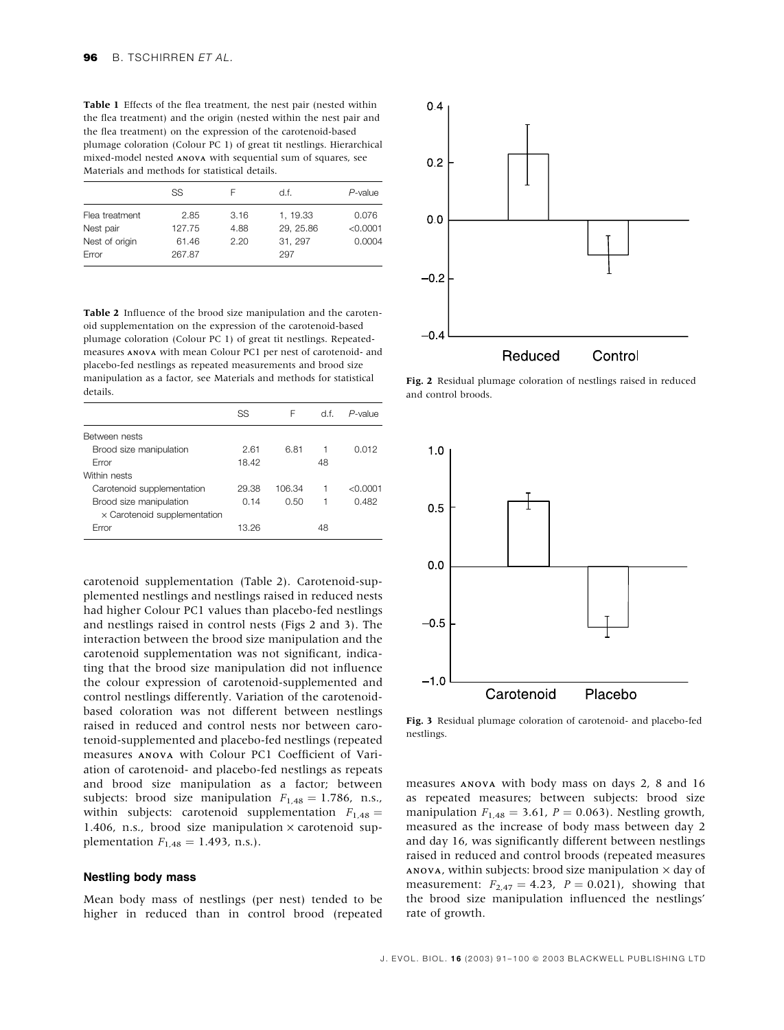**Table 1** Effects of the flea treatment, the nest pair (nested within the flea treatment) and the origin (nested within the nest pair and the flea treatment) on the expression of the carotenoid-based plumage coloration (Colour PC 1) of great tit nestlings. Hierarchical mixed-model nested ANOVA with sequential sum of squares, see Materials and methods for statistical details.

| | SS | F | d.f. | *P*-value |
|---|---|---|---|---|
| Flea treatment | 2.85 | 3.16 | 1, 19.33 | 0.076 |
| Nest pair | 127.75 | 4.88 | 29, 25.86 | <0.0001 |
| Nest of origin | 61.46 | 2.20 | 31, 297 | 0.0004 |
| Error | 267.87 | | 297 | |

**Table 2** Influence of the brood size manipulation and the carotenoid supplementation on the expression of the carotenoid-based plumage coloration (Colour PC 1) of great tit nestlings. Repeated-measures ANOVA with mean Colour PC1 per nest of carotenoid- and placebo-fed nestlings as repeated measurements and brood size manipulation as a factor, see Materials and methods for statistical details.

| | SS | F | d.f. | *P*-value |
|---|---|---|---|---|
| Between nests | | | | |
| Brood size manipulation | 2.61 | 6.81 | 1 | 0.012 |
| Error | 18.42 | | 48 | |
| Within nests | | | | |
| Carotenoid supplementation | 29.38 | 106.34 | 1 | <0.0001 |
| Brood size manipulation × Carotenoid supplementation | 0.14 | 0.50 | 1 | 0.482 |
| Error | 13.26 | | 48 | |

carotenoid supplementation (Table 2). Carotenoid-supplemented nestlings and nestlings raised in reduced nests had higher Colour PC1 values than placebo-fed nestlings and nestlings raised in control nests (Figs 2 and 3). The interaction between the brood size manipulation and the carotenoid supplementation was not significant, indicating that the brood size manipulation did not influence the colour expression of carotenoid-supplemented and control nestlings differently. Variation of the carotenoid-based coloration was not different between nestlings raised in reduced and control nests nor between carotenoid-supplemented and placebo-fed nestlings (repeated measures ANOVA with Colour PC1 Coefficient of Variation of carotenoid- and placebo-fed nestlings as repeats and brood size manipulation as a factor; between subjects: brood size manipulation $F_{1,48} = 1.786$, n.s., within subjects: carotenoid supplementation $F_{1,48} = 1.406$, n.s., brood size manipulation × carotenoid supplementation $F_{1,48} = 1.493$, n.s.).

### Nestling body mass

Mean body mass of nestlings (per nest) tended to be higher in reduced than in control brood (repeated measures ANOVA with body mass on days 2, 8 and 16 as repeated measures; between subjects: brood size manipulation $F_{1,48} = 3.61$, $P = 0.063$). Nestling growth, measured as the increase of body mass between day 2 and day 16, was significantly different between nestlings raised in reduced and control broods (repeated measures ANOVA, within subjects: brood size manipulation × day of measurement: $F_{2,47} = 4.23$, $P = 0.021$), showing that the brood size manipulation influenced the nestlings' rate of growth.

**Fig. 2** Residual plumage coloration of nestlings raised in reduced and control broods.

**Fig. 3** Residual plumage coloration of carotenoid- and placebo-fed nestlings.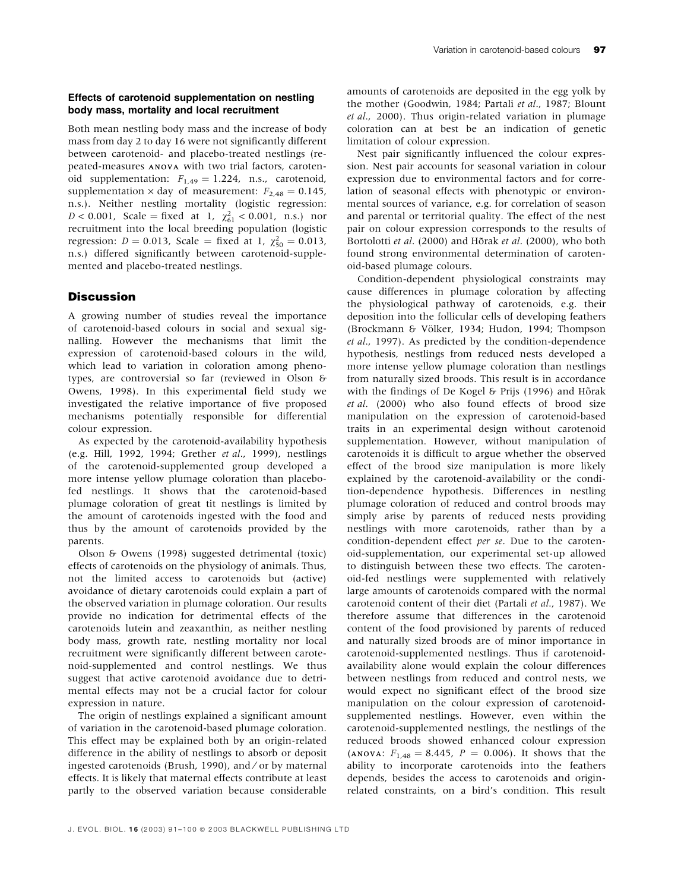### Effects of carotenoid supplementation on nestling body mass, mortality and local recruitment

Both mean nestling body mass and the increase of body mass from day 2 to day 16 were not significantly different between carotenoid- and placebo-treated nestlings (repeated-measures ANOVA with two trial factors, carotenoid supplementation: $F_{1,49} = 1.224$, n.s., carotenoid, supplementation × day of measurement: $F_{2,48} = 0.145$, n.s.). Neither nestling mortality (logistic regression: $D < 0.001$, Scale = fixed at 1, $\chi^2_{61} < 0.001$, n.s.) nor recruitment into the local breeding population (logistic regression: $D = 0.013$, Scale = fixed at 1, $\chi^2_{50} = 0.013$, n.s.) differed significantly between carotenoid-supplemented and placebo-treated nestlings.

## Discussion

A growing number of studies reveal the importance of carotenoid-based colours in social and sexual signalling. However the mechanisms that limit the expression of carotenoid-based colours in the wild, which lead to variation in coloration among phenotypes, are controversial so far (reviewed in Olson & Owens, 1998). In this experimental field study we investigated the relative importance of five proposed mechanisms potentially responsible for differential colour expression.

As expected by the carotenoid-availability hypothesis (e.g. Hill, 1992, 1994; Grether *et al*., 1999), nestlings of the carotenoid-supplemented group developed a more intense yellow plumage coloration than placebo-fed nestlings. It shows that the carotenoid-based plumage coloration of great tit nestlings is limited by the amount of carotenoids ingested with the food and thus by the amount of carotenoids provided by the parents.

Olson & Owens (1998) suggested detrimental (toxic) effects of carotenoids on the physiology of animals. Thus, not the limited access to carotenoids but (active) avoidance of dietary carotenoids could explain a part of the observed variation in plumage coloration. Our results provide no indication for detrimental effects of the carotenoids lutein and zeaxanthin, as neither nestling body mass, growth rate, nestling mortality nor local recruitment were significantly different between carotenoid-supplemented and control nestlings. We thus suggest that active carotenoid avoidance due to detrimental effects may not be a crucial factor for colour expression in nature.

The origin of nestlings explained a significant amount of variation in the carotenoid-based plumage coloration. This effect may be explained both by an origin-related difference in the ability of nestlings to absorb or deposit ingested carotenoids (Brush, 1990), and/or by maternal effects. It is likely that maternal effects contribute at least partly to the observed variation because considerable amounts of carotenoids are deposited in the egg yolk by the mother (Goodwin, 1984; Partali *et al*., 1987; Blount *et al*., 2000). Thus origin-related variation in plumage coloration can at best be an indication of genetic limitation of colour expression.

Nest pair significantly influenced the colour expression. Nest pair accounts for seasonal variation in colour expression due to environmental factors and for correlation of seasonal effects with phenotypic or environmental sources of variance, e.g. for correlation of season and parental or territorial quality. The effect of the nest pair on colour expression corresponds to the results of Bortolotti *et al*. (2000) and Hõrak *et al*. (2000), who both found strong environmental determination of carotenoid-based plumage colours.

Condition-dependent physiological constraints may cause differences in plumage coloration by affecting the physiological pathway of carotenoids, e.g. their deposition into the follicular cells of developing feathers (Brockmann & Völker, 1934; Hudon, 1994; Thompson *et al*., 1997). As predicted by the condition-dependence hypothesis, nestlings from reduced nests developed a more intense yellow plumage coloration than nestlings from naturally sized broods. This result is in accordance with the findings of De Kogel & Prijs (1996) and Hõrak *et al*. (2000) who also found effects of brood size manipulation on the expression of carotenoid-based traits in an experimental design without carotenoid supplementation. However, without manipulation of carotenoids it is difficult to argue whether the observed effect of the brood size manipulation is more likely explained by the carotenoid-availability or the condition-dependence hypothesis. Differences in nestling plumage coloration of reduced and control broods may simply arise by parents of reduced nests providing nestlings with more carotenoids, rather than by a condition-dependent effect *per se*. Due to the carotenoid-supplementation, our experimental set-up allowed to distinguish between these two effects. The carotenoid-fed nestlings were supplemented with relatively large amounts of carotenoids compared with the normal carotenoid content of their diet (Partali *et al*., 1987). We therefore assume that differences in the carotenoid content of the food provisioned by parents of reduced and naturally sized broods are of minor importance in carotenoid-supplemented nestlings. Thus if carotenoid-availability alone would explain the colour differences between nestlings from reduced and control nests, we would expect no significant effect of the brood size manipulation on the colour expression of carotenoid-supplemented nestlings. However, even within the carotenoid-supplemented nestlings, the nestlings of the reduced broods showed enhanced colour expression (ANOVA: $F_{1,48} = 8.445$, $P = 0.006$). It shows that the ability to incorporate carotenoids into the feathers depends, besides the access to carotenoids and origin-related constraints, on a bird's condition. This result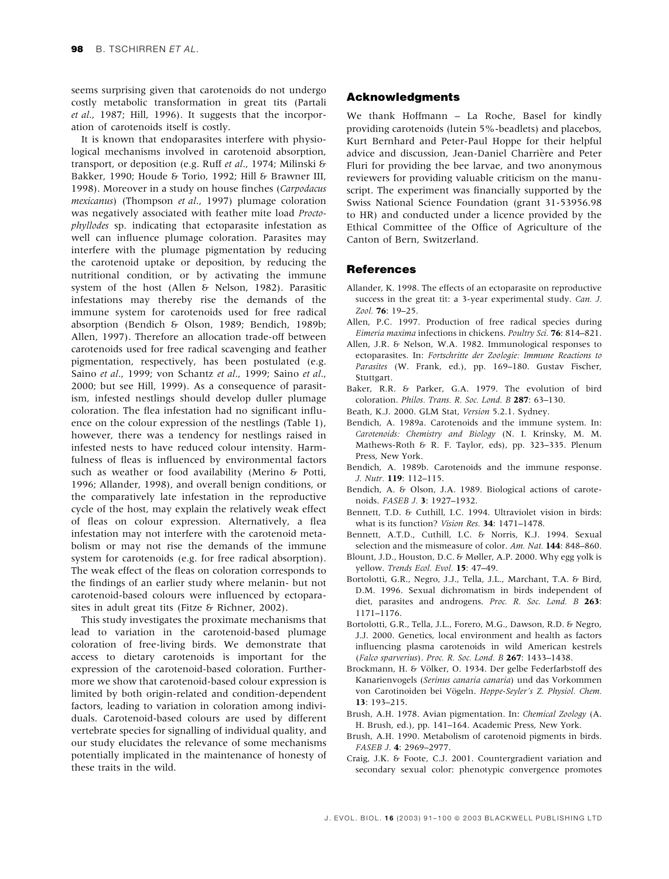seems surprising given that carotenoids do not undergo costly metabolic transformation in great tits (Partali *et al.*, 1987; Hill, 1996). It suggests that the incorporation of carotenoids itself is costly.

It is known that endoparasites interfere with physiological mechanisms involved in carotenoid absorption, transport, or deposition (e.g. Ruff *et al.*, 1974; Milinski & Bakker, 1990; Houde & Torio, 1992; Hill & Brawner III, 1998). Moreover in a study on house finches (*Carpodacus mexicanus*) (Thompson *et al.*, 1997) plumage coloration was negatively associated with feather mite load *Proctophyllodes* sp. indicating that ectoparasite infestation as well can influence plumage coloration. Parasites may interfere with the plumage pigmentation by reducing the carotenoid uptake or deposition, by reducing the nutritional condition, or by activating the immune system of the host (Allen & Nelson, 1982). Parasitic infestations may thereby rise the demands of the immune system for carotenoids used for free radical absorption (Bendich & Olson, 1989; Bendich, 1989b; Allen, 1997). Therefore an allocation trade-off between carotenoids used for free radical scavenging and feather pigmentation, respectively, has been postulated (e.g. Saino *et al.*, 1999; von Schantz *et al.*, 1999; Saino *et al.*, 2000; but see Hill, 1999). As a consequence of parasitism, infested nestlings should develop duller plumage coloration. The flea infestation had no significant influence on the colour expression of the nestlings (Table 1), however, there was a tendency for nestlings raised in infested nests to have reduced colour intensity. Harmfulness of fleas is influenced by environmental factors such as weather or food availability (Merino & Potti, 1996; Allander, 1998), and overall benign conditions, or the comparatively late infestation in the reproductive cycle of the host, may explain the relatively weak effect of fleas on colour expression. Alternatively, a flea infestation may not interfere with the carotenoid metabolism or may not rise the demands of the immune system for carotenoids (e.g. for free radical absorption). The weak effect of the fleas on coloration corresponds to the findings of an earlier study where melanin- but not carotenoid-based colours were influenced by ectoparasites in adult great tits (Fitze & Richner, 2002).

This study investigates the proximate mechanisms that lead to variation in the carotenoid-based plumage coloration of free-living birds. We demonstrate that access to dietary carotenoids is important for the expression of the carotenoid-based coloration. Furthermore we show that carotenoid-based colour expression is limited by both origin-related and condition-dependent factors, leading to variation in coloration among individuals. Carotenoid-based colours are used by different vertebrate species for signalling of individual quality, and our study elucidates the relevance of some mechanisms potentially implicated in the maintenance of honesty of these traits in the wild.

## Acknowledgments

We thank Hoffmann – La Roche, Basel for kindly providing carotenoids (lutein 5%-beadlets) and placebos, Kurt Bernhard and Peter-Paul Hoppe for their helpful advice and discussion, Jean-Daniel Charrière and Peter Fluri for providing the bee larvae, and two anonymous reviewers for providing valuable criticism on the manuscript. The experiment was financially supported by the Swiss National Science Foundation (grant 31-53956.98 to HR) and conducted under a licence provided by the Ethical Committee of the Office of Agriculture of the Canton of Bern, Switzerland.

## References

Allander, K. 1998. The effects of an ectoparasite on reproductive success in the great tit: a 3-year experimental study. *Can. J. Zool.* **76**: 19–25.

Allen, P.C. 1997. Production of free radical species during *Eimeria maxima* infections in chickens. *Poultry Sci.* **76**: 814–821.

Allen, J.R. & Nelson, W.A. 1982. Immunological responses to ectoparasites. In: *Fortschritte der Zoologie: Immune Reactions to Parasites* (W. Frank, ed.), pp. 169–180. Gustav Fischer, Stuttgart.

Baker, R.R. & Parker, G.A. 1979. The evolution of bird coloration. *Philos. Trans. R. Soc. Lond. B* **287**: 63–130.

Beath, K.J. 2000. GLM Stat, *Version* 5.2.1. Sydney.

Bendich, A. 1989a. Carotenoids and the immune system. In: *Carotenoids: Chemistry and Biology* (N. I. Krinsky, M. M. Mathews-Roth & R. F. Taylor, eds), pp. 323–335. Plenum Press, New York.

Bendich, A. 1989b. Carotenoids and the immune response. *J. Nutr.* **119**: 112–115.

Bendich, A. & Olson, J.A. 1989. Biological actions of carotenoids. *FASEB J.* **3**: 1927–1932.

Bennett, T.D. & Cuthill, I.C. 1994. Ultraviolet vision in birds: what is its function? *Vision Res.* **34**: 1471–1478.

Bennett, A.T.D., Cuthill, I.C. & Norris, K.J. 1994. Sexual selection and the mismeasure of color. *Am. Nat.* **144**: 848–860.

Blount, J.D., Houston, D.C. & Møller, A.P. 2000. Why egg yolk is yellow. *Trends Ecol. Evol.* **15**: 47–49.

Bortolotti, G.R., Negro, J.J., Tella, J.L., Marchant, T.A. & Bird, D.M. 1996. Sexual dichromatism in birds independent of diet, parasites and androgens. *Proc. R. Soc. Lond. B* **263**: 1171–1176.

Bortolotti, G.R., Tella, J.L., Forero, M.G., Dawson, R.D. & Negro, J.J. 2000. Genetics, local environment and health as factors influencing plasma carotenoids in wild American kestrels (*Falco sparverius*). *Proc. R. Soc. Lond. B* **267**: 1433–1438.

Brockmann, H. & Völker, O. 1934. Der gelbe Federfarbstoff des Kanarienvogels (*Serinus canaria canaria*) und das Vorkommen von Carotinoiden bei Vögeln. *Hoppe-Seyler's Z. Physiol. Chem.* **13**: 193–215.

Brush, A.H. 1978. Avian pigmentation. In: *Chemical Zoology* (A. H. Brush, ed.), pp. 141–164. Academic Press, New York.

Brush, A.H. 1990. Metabolism of carotenoid pigments in birds. *FASEB J.* **4**: 2969–2977.

Craig, J.K. & Foote, C.J. 2001. Countergradient variation and secondary sexual color: phenotypic convergence promotes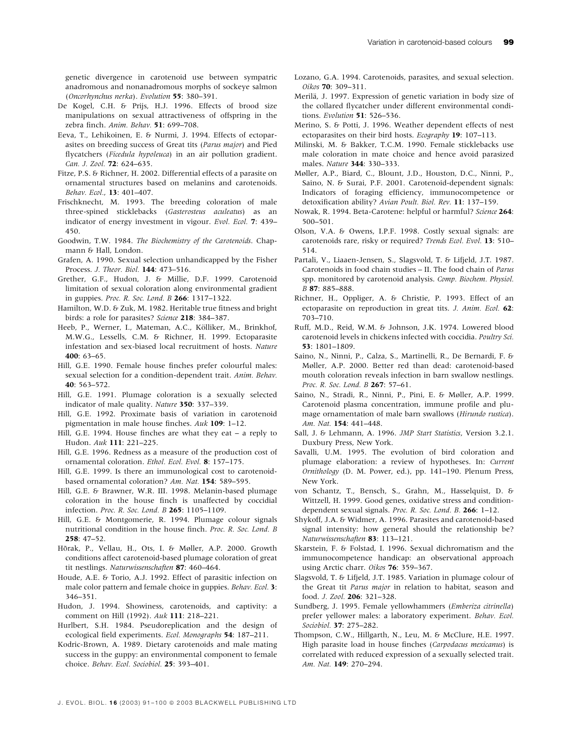genetic divergence in carotenoid use between sympatric anadromous and nonanadromous morphs of sockeye salmon (*Oncorhynchus nerka*). *Evolution* **55**: 380–391.

De Kogel, C.H. & Prijs, H.J. 1996. Effects of brood size manipulations on sexual attractiveness of offspring in the zebra finch. *Anim. Behav.* **51**: 699–708.

Eeva, T., Lehikoinen, E. & Nurmi, J. 1994. Effects of ectoparasites on breeding success of Great tits (*Parus major*) and Pied flycatchers (*Ficedula hypoleuca*) in an air pollution gradient. *Can. J. Zool.* **72**: 624–635.

Fitze, P.S. & Richner, H. 2002. Differential effects of a parasite on ornamental structures based on melanins and carotenoids. *Behav. Ecol.*, **13**: 401–407.

Frischknecht, M. 1993. The breeding coloration of male three-spined sticklebacks (*Gasterosteus aculeatus*) as an indicator of energy investment in vigour. *Evol. Ecol.* **7**: 439–450.

Goodwin, T.W. 1984. *The Biochemistry of the Carotenoids*. Chapmann & Hall, London.

Grafen, A. 1990. Sexual selection unhandicapped by the Fisher Process. *J. Theor. Biol.* **144**: 473–516.

Grether, G.F., Hudon, J. & Millie, D.F. 1999. Carotenoid limitation of sexual coloration along environmental gradient in guppies. *Proc. R. Soc. Lond. B* **266**: 1317–1322.

Hamilton, W.D. & Zuk, M. 1982. Heritable true fitness and bright birds: a role for parasites? *Science* **218**: 384–387.

Heeb, P., Werner, I., Mateman, A.C., Kölliker, M., Brinkhof, M.W.G., Lessells, C.M. & Richner, H. 1999. Ectoparasite infestation and sex-biased local recruitment of hosts. *Nature* **400**: 63–65.

Hill, G.E. 1990. Female house finches prefer colourful males: sexual selection for a condition-dependent trait. *Anim. Behav.* **40**: 563–572.

Hill, G.E. 1991. Plumage coloration is a sexually selected indicator of male quality. *Nature* **350**: 337–339.

Hill, G.E. 1992. Proximate basis of variation in carotenoid pigmentation in male house finches. *Auk* **109**: 1–12.

Hill, G.E. 1994. House finches are what they eat – a reply to Hudon. *Auk* **111**: 221–225.

Hill, G.E. 1996. Redness as a measure of the production cost of ornamental coloration. *Ethol. Ecol. Evol.* **8**: 157–175.

Hill, G.E. 1999. Is there an immunological cost to carotenoid-based ornamental coloration? *Am. Nat.* **154**: 589–595.

Hill, G.E. & Brawner, W.R. III. 1998. Melanin-based plumage coloration in the house finch is unaffected by coccidial infection. *Proc. R. Soc. Lond. B* **265**: 1105–1109.

Hill, G.E. & Montgomerie, R. 1994. Plumage colour signals nutritional condition in the house finch. *Proc. R. Soc. Lond. B* **258**: 47–52.

Hõrak, P., Vellau, H., Ots, I. & Møller, A.P. 2000. Growth conditions affect carotenoid-based plumage coloration of great tit nestlings. *Naturwissenschaften* **87**: 460–464.

Houde, A.E. & Torio, A.J. 1992. Effect of parasitic infection on male color pattern and female choice in guppies. *Behav. Ecol.* **3**: 346–351.

Hudon, J. 1994. Showiness, carotenoids, and captivity: a comment on Hill (1992). *Auk* **111**: 218–221.

Hurlbert, S.H. 1984. Pseudoreplication and the design of ecological field experiments. *Ecol. Monographs* **54**: 187–211.

Kodric-Brown, A. 1989. Dietary carotenoids and male mating success in the guppy: an environmental component to female choice. *Behav. Ecol. Sociobiol.* **25**: 393–401.

Lozano, G.A. 1994. Carotenoids, parasites, and sexual selection. *Oikos* **70**: 309–311.

Merilä, J. 1997. Expression of genetic variation in body size of the collared flycatcher under different environmental conditions. *Evolution* **51**: 526–536.

Merino, S. & Potti, J. 1996. Weather dependent effects of nest ectoparasites on their bird hosts. *Ecography* **19**: 107–113.

Milinski, M. & Bakker, T.C.M. 1990. Female sticklebacks use male coloration in mate choice and hence avoid parasized males. *Nature* **344**: 330–333.

Møller, A.P., Biard, C., Blount, J.D., Houston, D.C., Ninni, P., Saino, N. & Surai, P.F. 2001. Carotenoid-dependent signals: Indicators of foraging efficiency, immunocompetence or detoxification ability? *Avian Poult. Biol. Rev.* **11**: 137–159.

Nowak, R. 1994. Beta-Carotene: helpful or harmful? *Science* **264**: 500–501.

Olson, V.A. & Owens, I.P.F. 1998. Costly sexual signals: are carotenoids rare, risky or required? *Trends Ecol. Evol.* **13**: 510–514.

Partali, V., Liaaen-Jensen, S., Slagsvold, T. & Lifjeld, J.T. 1987. Carotenoids in food chain studies – II. The food chain of *Parus* spp. monitored by carotenoid analysis. *Comp. Biochem. Physiol. B* **87**: 885–888.

Richner, H., Oppliger, A. & Christie, P. 1993. Effect of an ectoparasite on reproduction in great tits. *J. Anim. Ecol.* **62**: 703–710.

Ruff, M.D., Reid, W.M. & Johnson, J.K. 1974. Lowered blood carotenoid levels in chickens infected with coccidia. *Poultry Sci.* **53**: 1801–1809.

Saino, N., Ninni, P., Calza, S., Martinelli, R., De Bernardi, F. & Møller, A.P. 2000. Better red than dead: carotenoid-based mouth coloration reveals infection in barn swallow nestlings. *Proc. R. Soc. Lond. B* **267**: 57–61.

Saino, N., Stradi, R., Ninni, P., Pini, E. & Møller, A.P. 1999. Carotenoid plasma concentration, immune profile and plumage ornamentation of male barn swallows (*Hirundo rustica*). *Am. Nat.* **154**: 441–448.

Sall, J. & Lehmann, A. 1996. *JMP Start Statistics*, Version 3.2.1. Duxbury Press, New York.

Savalli, U.M. 1995. The evolution of bird coloration and plumage elaboration: a review of hypotheses. In: *Current Ornithology* (D. M. Power, ed.), pp. 141–190. Plenum Press, New York.

von Schantz, T., Bensch, S., Grahn, M., Hasselquist, D. & Wittzell, H. 1999. Good genes, oxidative stress and condition-dependent sexual signals. *Proc. R. Soc. Lond. B.* **266**: 1–12.

Shykoff, J.A. & Widmer, A. 1996. Parasites and carotenoid-based signal intensity: how general should the relationship be? *Naturwissenschaften* **83**: 113–121.

Skarstein, F. & Folstad, I. 1996. Sexual dichromatism and the immunocompetence handicap: an observational approach using Arctic charr. *Oikos* **76**: 359–367.

Slagsvold, T. & Lifjeld, J.T. 1985. Variation in plumage colour of the Great tit *Parus major* in relation to habitat, season and food. *J. Zool.* **206**: 321–328.

Sundberg, J. 1995. Female yellowhammers (*Emberiza citrinella*) prefer yellower males: a laboratory experiment. *Behav. Ecol. Sociobiol.* **37**: 275–282.

Thompson, C.W., Hillgarth, N., Leu, M. & McClure, H.E. 1997. High parasite load in house finches (*Carpodacus mexicanus*) is correlated with reduced expression of a sexually selected trait. *Am. Nat.* **149**: 270–294.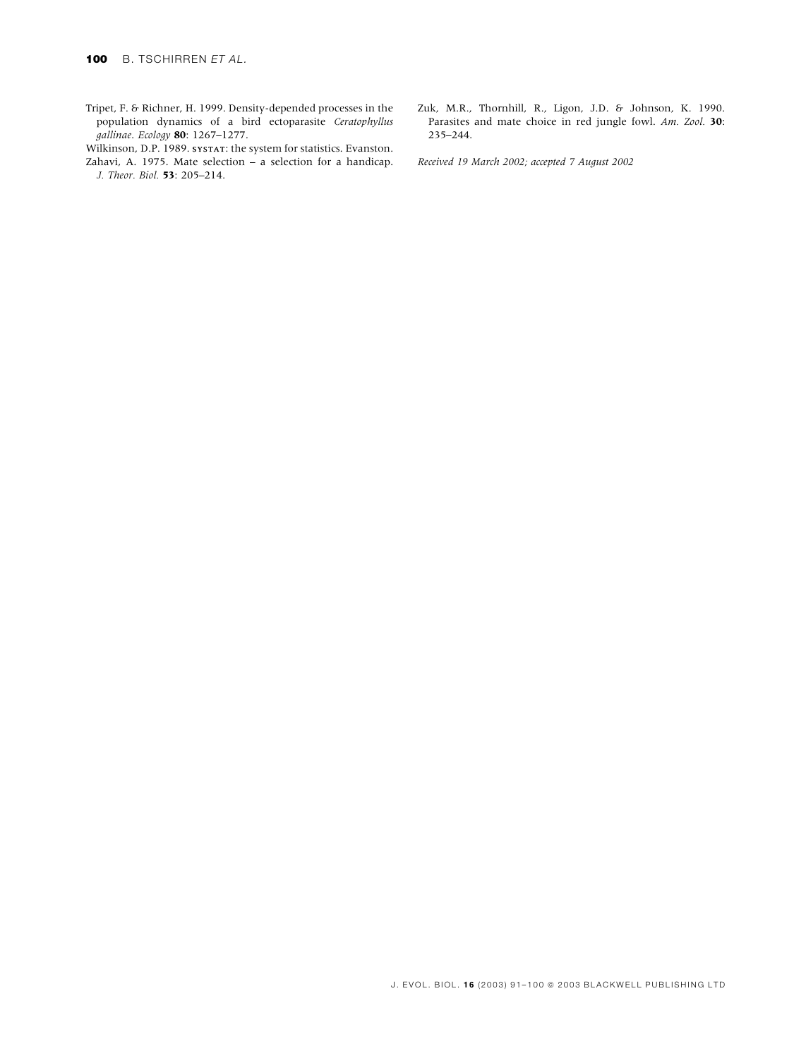Tripet, F. & Richner, H. 1999. Density-depended processes in the population dynamics of a bird ectoparasite *Ceratophyllus gallinae*. *Ecology* **80**: 1267–1277.

Wilkinson, D.P. 1989. SYSTAT: the system for statistics. Evanston.

Zahavi, A. 1975. Mate selection – a selection for a handicap. *J. Theor. Biol.* **53**: 205–214.

Zuk, M.R., Thornhill, R., Ligon, J.D. & Johnson, K. 1990. Parasites and mate choice in red jungle fowl. *Am. Zool.* **30**: 235–244.

*Received 19 March 2002; accepted 7 August 2002*